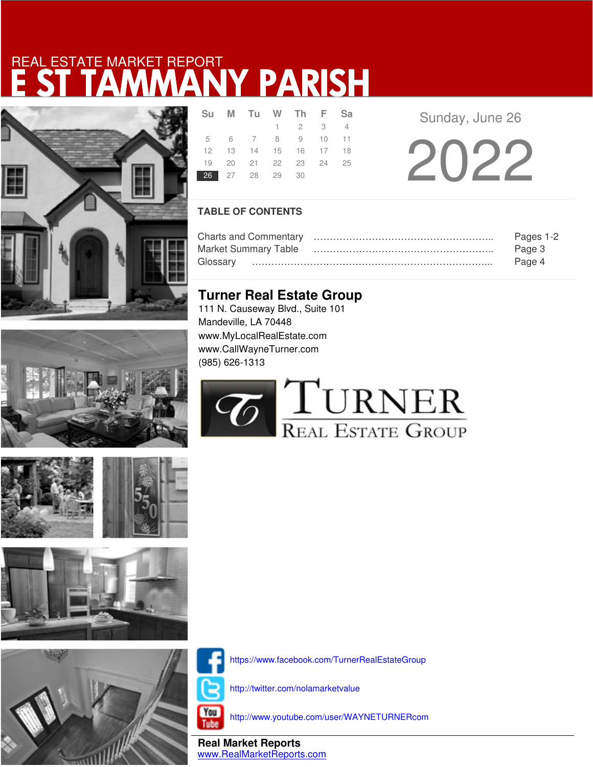REAL ESTATE MARKET REPORT

# E ST TAMMANY PARISH

| Su | M | Tu | W | Th | F | Sa |
|---|---|---|---|---|---|---|
| | | | 1 | 2 | 3 | 4 |
| 5 | 6 | 7 | 8 | 9 | 10 | 11 |
| 12 | 13 | 14 | 15 | 16 | 17 | 18 |
| 19 | 20 | 21 | 22 | 23 | 24 | 25 |
| **26** | 27 | 28 | 29 | 30 | | |

Sunday, June 26

2022

## TABLE OF CONTENTS

Charts and Commentary …………………………………………………….. Pages 1-2
Market Summary Table …………………………………………………….. Page 3
Glossary ……………………………………………………………………... Page 4

## Turner Real Estate Group

111 N. Causeway Blvd., Suite 101
Mandeville, LA 70448
www.MyLocalRealEstate.com
www.CallWayneTurner.com
(985) 626-1313

TURNER REAL ESTATE GROUP

https://www.facebook.com/TurnerRealEstateGroup

http://twitter.com/nolamarketvalue

http://www.youtube.com/user/WAYNETURNERcom

**Real Market Reports**
www.RealMarketReports.com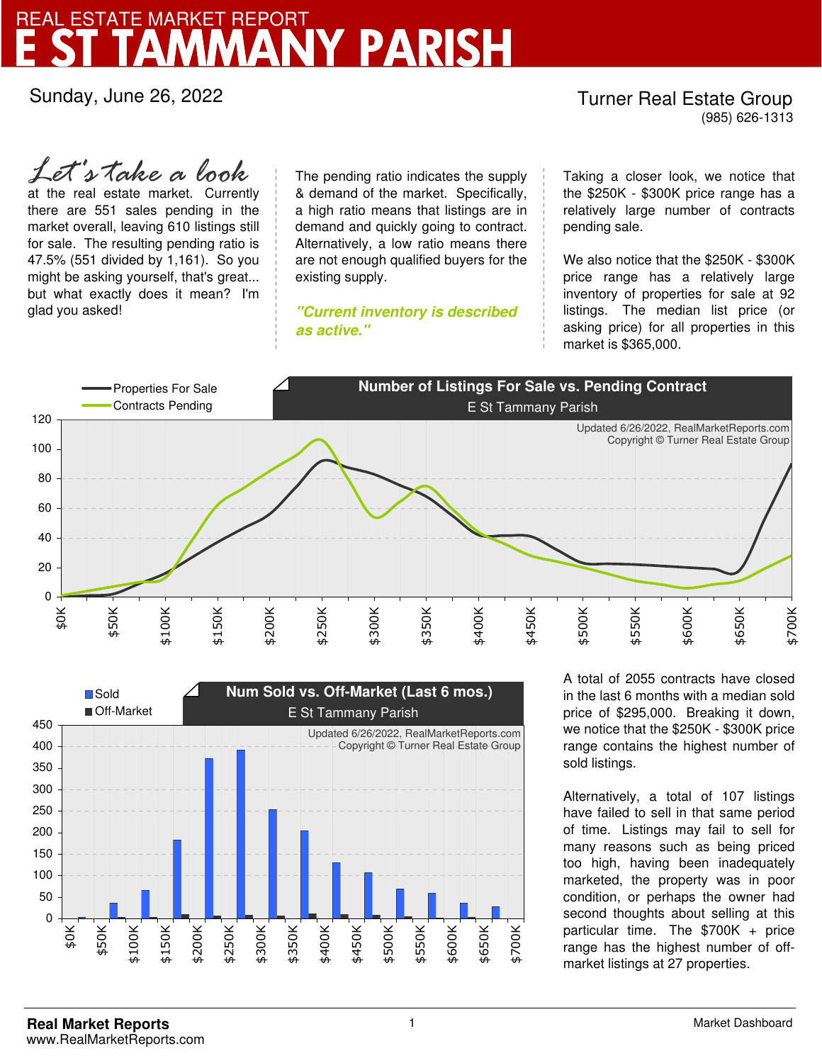# REAL ESTATE MARKET REPORT
# E ST TAMMANY PARISH

Sunday, June 26, 2022

Turner Real Estate Group
(985) 626-1313

*Let's take a look* at the real estate market. Currently there are 551 sales pending in the market overall, leaving 610 listings still for sale. The resulting pending ratio is 47.5% (551 divided by 1,161). So you might be asking yourself, that's great... but what exactly does it mean? I'm glad you asked!

The pending ratio indicates the supply & demand of the market. Specifically, a high ratio means that listings are in demand and quickly going to contract. Alternatively, a low ratio means there are not enough qualified buyers for the existing supply.

***"Current inventory is described as active."***

Taking a closer look, we notice that the $250K - $300K price range has a relatively large number of contracts pending sale.

We also notice that the $250K - $300K price range has a relatively large inventory of properties for sale at 92 listings. The median list price (or asking price) for all properties in this market is $365,000.

**Number of Listings For Sale vs. Pending Contract**
E St Tammany Parish

Updated 6/26/2022, RealMarketReports.com
Copyright © Turner Real Estate Group

**Num Sold vs. Off-Market (Last 6 mos.)**
E St Tammany Parish

Updated 6/26/2022, RealMarketReports.com
Copyright © Turner Real Estate Group

A total of 2055 contracts have closed in the last 6 months with a median sold price of $295,000. Breaking it down, we notice that the $250K - $300K price range contains the highest number of sold listings.

Alternatively, a total of 107 listings have failed to sell in that same period of time. Listings may fail to sell for many reasons such as being priced too high, having been inadequately marketed, the property was in poor condition, or perhaps the owner had second thoughts about selling at this particular time. The $700K + price range has the highest number of off-market listings at 27 properties.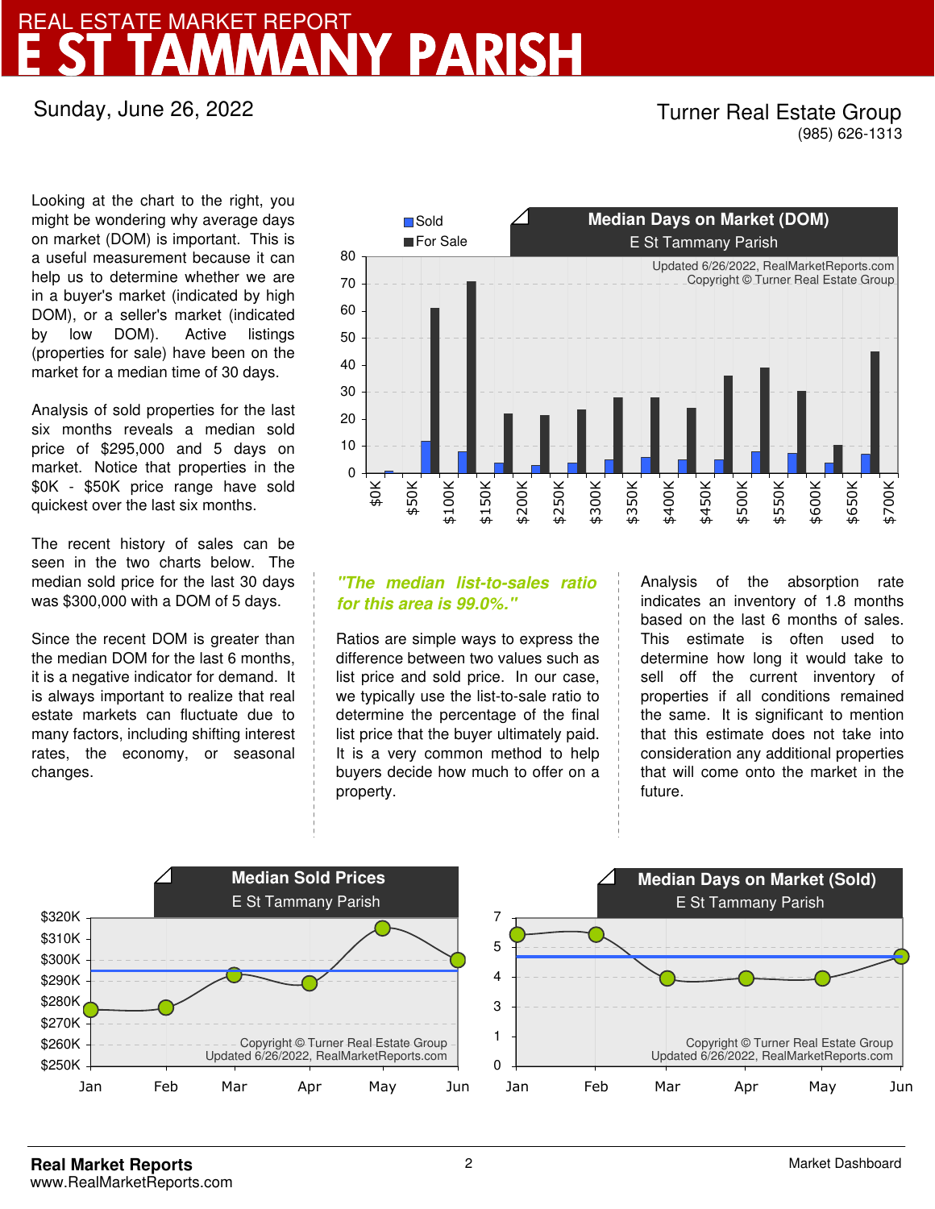# REAL ESTATE MARKET REPORT
# E ST TAMMANY PARISH

Sunday, June 26, 2022

Turner Real Estate Group
(985) 626-1313

Looking at the chart to the right, you might be wondering why average days on market (DOM) is important. This is a useful measurement because it can help us to determine whether we are in a buyer's market (indicated by high DOM), or a seller's market (indicated by low DOM). Active listings (properties for sale) have been on the market for a median time of 30 days.

Analysis of sold properties for the last six months reveals a median sold price of $295,000 and 5 days on market. Notice that properties in the $0K - $50K price range have sold quickest over the last six months.

The recent history of sales can be seen in the two charts below. The median sold price for the last 30 days was $300,000 with a DOM of 5 days.

Since the recent DOM is greater than the median DOM for the last 6 months, it is a negative indicator for demand. It is always important to realize that real estate markets can fluctuate due to many factors, including shifting interest rates, the economy, or seasonal changes.

### Median Days on Market (DOM)
E St Tammany Parish

Updated 6/26/2022, RealMarketReports.com
Copyright © Turner Real Estate Group

***"The median list-to-sales ratio for this area is 99.0%."***

Ratios are simple ways to express the difference between two values such as list price and sold price. In our case, we typically use the list-to-sale ratio to determine the percentage of the final list price that the buyer ultimately paid. It is a very common method to help buyers decide how much to offer on a property.

Analysis of the absorption rate indicates an inventory of 1.8 months based on the last 6 months of sales. This estimate is often used to determine how long it would take to sell off the current inventory of properties if all conditions remained the same. It is significant to mention that this estimate does not take into consideration any additional properties that will come onto the market in the future.

### Median Sold Prices
E St Tammany Parish

Copyright © Turner Real Estate Group
Updated 6/26/2022, RealMarketReports.com

### Median Days on Market (Sold)
E St Tammany Parish

Copyright © Turner Real Estate Group
Updated 6/26/2022, RealMarketReports.com

**Real Market Reports**
www.RealMarketReports.com

Market Dashboard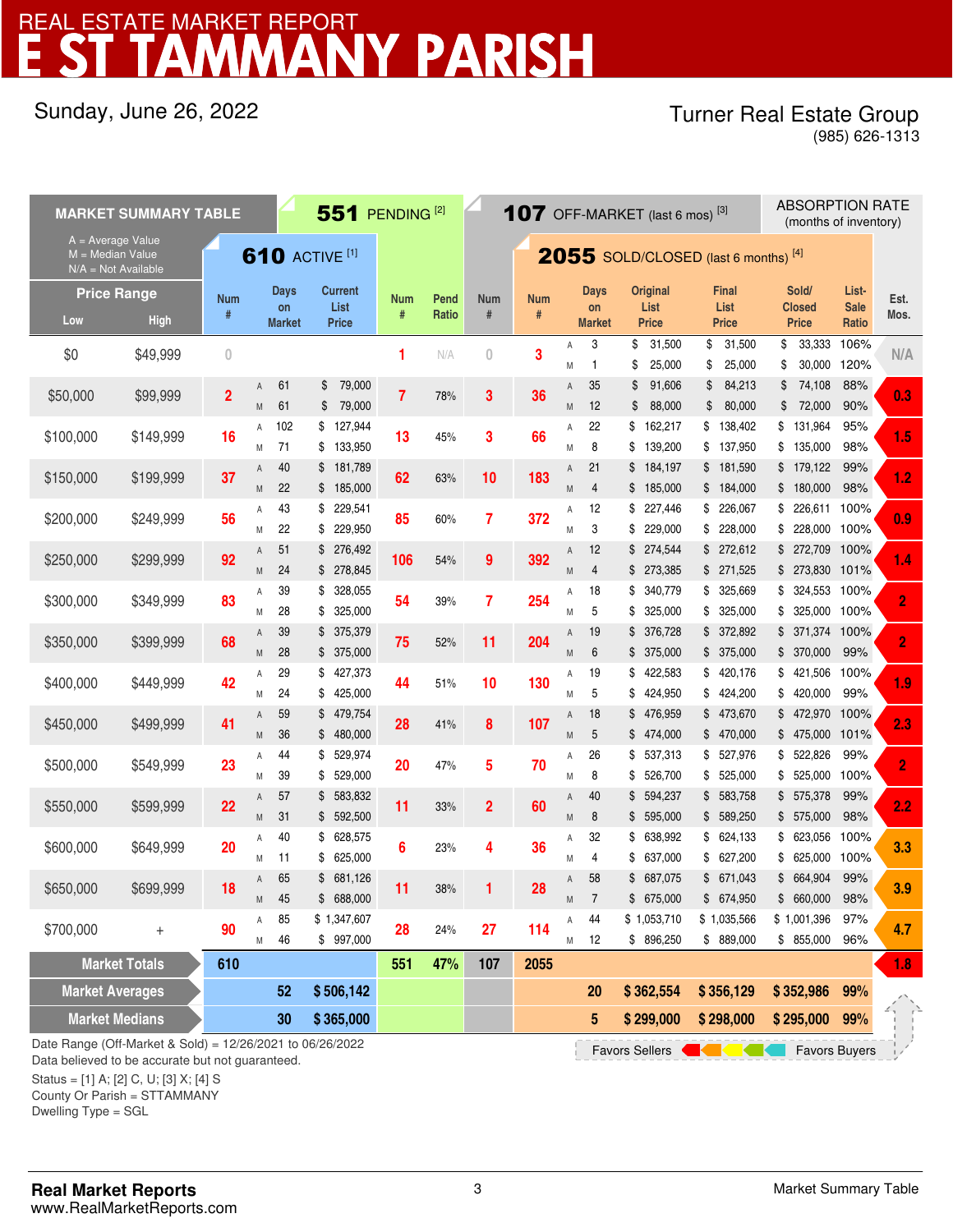# REAL ESTATE MARKET REPORT
# E ST TAMMANY PARISH

Sunday, June 26, 2022

Turner Real Estate Group
(985) 626-1313

| MARKET SUMMARY TABLE | | 610 ACTIVE [1] | | | | 551 PENDING [2] | | 107 OFF-MARKET (last 6 mos) [3] | 2055 SOLD/CLOSED (last 6 months) [4] | | | | | | | ABSORPTION RATE (months of inventory) |
|---|---|---|---|---|---|---|---|---|---|---|---|---|---|---|---|---|
| Price Range Low | High | Num # | | Days on Market | Current List Price | Num # | Pend Ratio | Num # | Num # | | Days on Market | Original List Price | Final List Price | Sold/ Closed Price | List-Sale Ratio | Est. Mos. |
| $0 | $49,999 | 0 | | | | 1 | N/A | 0 | 3 | A | 3 | $ 31,500 | $ 31,500 | $ 33,333 | 106% | N/A |
| | | | | | | | | | | M | 1 | $ 25,000 | $ 25,000 | $ 30,000 | 120% | |
| $50,000 | $99,999 | 2 | A | 61 | $ 79,000 | 7 | 78% | 3 | 36 | A | 35 | $ 91,606 | $ 84,213 | $ 74,108 | 88% | 0.3 |
| | | | M | 61 | $ 79,000 | | | | | M | 12 | $ 88,000 | $ 80,000 | $ 72,000 | 90% | |
| $100,000 | $149,999 | 16 | A | 102 | $ 127,944 | 13 | 45% | 3 | 66 | A | 22 | $ 162,217 | $ 138,402 | $ 131,964 | 95% | 1.5 |
| | | | M | 71 | $ 133,950 | | | | | M | 8 | $ 139,200 | $ 137,950 | $ 135,000 | 98% | |
| $150,000 | $199,999 | 37 | A | 40 | $ 181,789 | 62 | 63% | 10 | 183 | A | 21 | $ 184,197 | $ 181,590 | $ 179,122 | 99% | 1.2 |
| | | | M | 22 | $ 185,000 | | | | | M | 4 | $ 185,000 | $ 184,000 | $ 180,000 | 98% | |
| $200,000 | $249,999 | 56 | A | 43 | $ 229,541 | 85 | 60% | 7 | 372 | A | 12 | $ 227,446 | $ 226,067 | $ 226,611 | 100% | 0.9 |
| | | | M | 22 | $ 229,950 | | | | | M | 3 | $ 229,000 | $ 228,000 | $ 228,000 | 100% | |
| $250,000 | $299,999 | 92 | A | 51 | $ 276,492 | 106 | 54% | 9 | 392 | A | 12 | $ 274,544 | $ 272,612 | $ 272,709 | 100% | 1.4 |
| | | | M | 24 | $ 278,845 | | | | | M | 4 | $ 273,385 | $ 271,525 | $ 273,830 | 101% | |
| $300,000 | $349,999 | 83 | A | 39 | $ 328,055 | 54 | 39% | 7 | 254 | A | 18 | $ 340,779 | $ 325,669 | $ 324,553 | 100% | 2 |
| | | | M | 28 | $ 325,000 | | | | | M | 5 | $ 325,000 | $ 325,000 | $ 325,000 | 100% | |
| $350,000 | $399,999 | 68 | A | 39 | $ 375,379 | 75 | 52% | 11 | 204 | A | 19 | $ 376,728 | $ 372,892 | $ 371,374 | 100% | 2 |
| | | | M | 28 | $ 375,000 | | | | | M | 6 | $ 375,000 | $ 375,000 | $ 370,000 | 99% | |
| $400,000 | $449,999 | 42 | A | 29 | $ 427,373 | 44 | 51% | 10 | 130 | A | 19 | $ 422,583 | $ 420,176 | $ 421,506 | 100% | 1.9 |
| | | | M | 24 | $ 425,000 | | | | | M | 5 | $ 424,950 | $ 424,200 | $ 420,000 | 99% | |
| $450,000 | $499,999 | 41 | A | 59 | $ 479,754 | 28 | 41% | 8 | 107 | A | 18 | $ 476,959 | $ 473,670 | $ 472,970 | 100% | 2.3 |
| | | | M | 36 | $ 480,000 | | | | | M | 5 | $ 474,000 | $ 470,000 | $ 475,000 | 101% | |
| $500,000 | $549,999 | 23 | A | 44 | $ 529,974 | 20 | 47% | 5 | 70 | A | 26 | $ 537,313 | $ 527,976 | $ 522,826 | 99% | 2 |
| | | | M | 39 | $ 529,000 | | | | | M | 8 | $ 526,700 | $ 525,000 | $ 525,000 | 100% | |
| $550,000 | $599,999 | 22 | A | 57 | $ 583,832 | 11 | 33% | 2 | 60 | A | 40 | $ 594,237 | $ 583,758 | $ 575,378 | 99% | 2.2 |
| | | | M | 31 | $ 592,500 | | | | | M | 8 | $ 595,000 | $ 589,250 | $ 575,000 | 98% | |
| $600,000 | $649,999 | 20 | A | 40 | $ 628,575 | 6 | 23% | 4 | 36 | A | 32 | $ 638,992 | $ 624,133 | $ 623,056 | 100% | 3.3 |
| | | | M | 11 | $ 625,000 | | | | | M | 4 | $ 637,000 | $ 627,200 | $ 625,000 | 100% | |
| $650,000 | $699,999 | 18 | A | 65 | $ 681,126 | 11 | 38% | 1 | 28 | A | 58 | $ 687,075 | $ 671,043 | $ 664,904 | 99% | 3.9 |
| | | | M | 45 | $ 688,000 | | | | | M | 7 | $ 675,000 | $ 674,950 | $ 660,000 | 98% | |
| $700,000 | + | 90 | A | 85 | $ 1,347,607 | 28 | 24% | 27 | 114 | A | 44 | $ 1,053,710 | $ 1,035,566 | $ 1,001,396 | 97% | 4.7 |
| | | | M | 46 | $ 997,000 | | | | | M | 12 | $ 896,250 | $ 889,000 | $ 855,000 | 96% | |
| Market Totals | | 610 | | | | 551 | 47% | 107 | 2055 | | | | | | | 1.8 |
| Market Averages | | | | 52 | $ 506,142 | | | | | | 20 | $ 362,554 | $ 356,129 | $ 352,986 | 99% | |
| Market Medians | | | | 30 | $ 365,000 | | | | | | 5 | $ 299,000 | $ 298,000 | $ 295,000 | 99% | |

A = Average Value
M = Median Value
N/A = Not Available

Favors Sellers ← → Favors Buyers

Date Range (Off-Market & Sold) = 12/26/2021 to 06/26/2022
Data believed to be accurate but not guaranteed.

Status = [1] A; [2] C, U; [3] X; [4] S
County Or Parish = STTAMMANY
Dwelling Type = SGL

**Real Market Reports**
www.RealMarketReports.com

Market Summary Table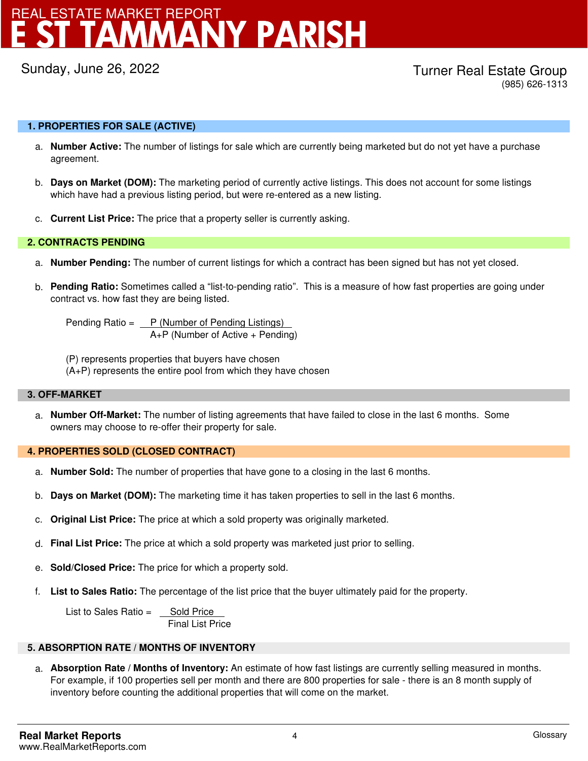REAL ESTATE MARKET REPORT

# E ST TAMMANY PARISH

Sunday, June 26, 2022

Turner Real Estate Group
(985) 626-1313

## 1. PROPERTIES FOR SALE (ACTIVE)

a. **Number Active:** The number of listings for sale which are currently being marketed but do not yet have a purchase agreement.

b. **Days on Market (DOM):** The marketing period of currently active listings. This does not account for some listings which have had a previous listing period, but were re-entered as a new listing.

c. **Current List Price:** The price that a property seller is currently asking.

## 2. CONTRACTS PENDING

a. **Number Pending:** The number of current listings for which a contract has been signed but has not yet closed.

b. **Pending Ratio:** Sometimes called a "list-to-pending ratio". This is a measure of how fast properties are going under contract vs. how fast they are being listed.

$$\text{Pending Ratio} = \frac{\text{P (Number of Pending Listings)}}{\text{A+P (Number of Active + Pending)}}$$

(P) represents properties that buyers have chosen
(A+P) represents the entire pool from which they have chosen

## 3. OFF-MARKET

a. **Number Off-Market:** The number of listing agreements that have failed to close in the last 6 months. Some owners may choose to re-offer their property for sale.

## 4. PROPERTIES SOLD (CLOSED CONTRACT)

a. **Number Sold:** The number of properties that have gone to a closing in the last 6 months.

b. **Days on Market (DOM):** The marketing time it has taken properties to sell in the last 6 months.

c. **Original List Price:** The price at which a sold property was originally marketed.

d. **Final List Price:** The price at which a sold property was marketed just prior to selling.

e. **Sold/Closed Price:** The price for which a property sold.

f. **List to Sales Ratio:** The percentage of the list price that the buyer ultimately paid for the property.

$$\text{List to Sales Ratio} = \frac{\text{Sold Price}}{\text{Final List Price}}$$

## 5. ABSORPTION RATE / MONTHS OF INVENTORY

a. **Absorption Rate / Months of Inventory:** An estimate of how fast listings are currently selling measured in months. For example, if 100 properties sell per month and there are 800 properties for sale - there is an 8 month supply of inventory before counting the additional properties that will come on the market.

**Real Market Reports**
www.RealMarketReports.com

Glossary